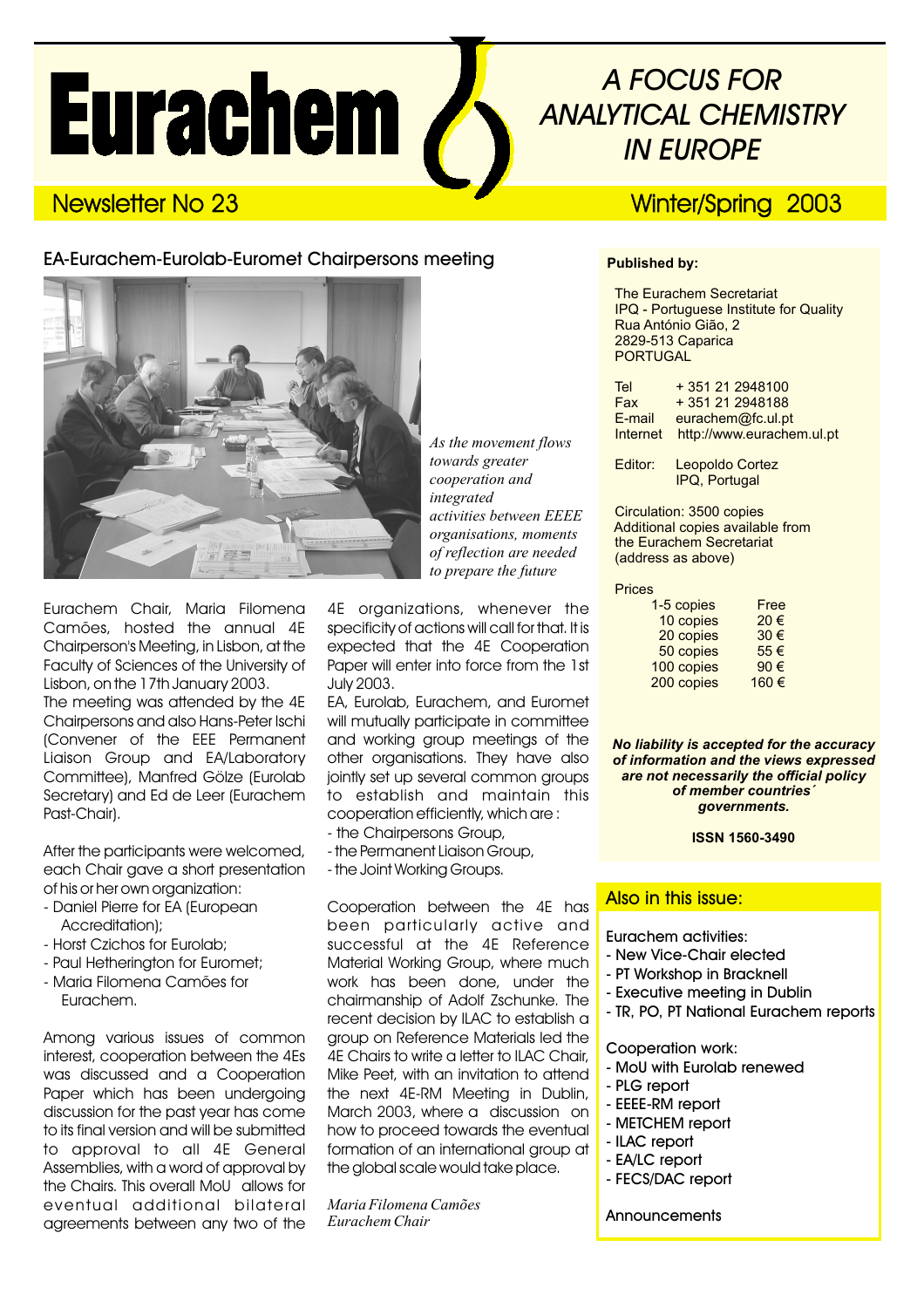# Eurachem

## A FOCUS FOR ANALYTICAL CHEMISTRY IN EUROPE

Newsletter No 23 — Winter/Spring 2003

## EA-Eurachem-Eurolab-Euromet Chairpersons meeting

*As the movement flows towards greater cooperation and integrated activities between EEEE organisations, moments of reflection are needed to prepare the future*

Eurachem Chair, Maria Filomena Camões, hosted the annual 4E Chairperson's Meeting, in Lisbon, at the Faculty of Sciences of the University of Lisbon, on the 17th January 2003.

The meeting was attended by the 4E Chairpersons and also Hans-Peter Ischi (Convener of the EEE Permanent Liaison Group and EA/Laboratory Committee), Manfred Gölze (Eurolab Secretary) and Ed de Leer (Eurachem Past-Chair).

After the participants were welcomed, each Chair gave a short presentation of his or her own organization:

- Daniel Pierre for EA (European Accreditation);
- Horst Czichos for Eurolab;
- Paul Hetherington for Euromet;
- Maria Filomena Camões for Eurachem.

Among various issues of common interest, cooperation between the 4Es was discussed and a Cooperation Paper which has been undergoing discussion for the past year has come to its final version and will be submitted to approval to all 4E General Assemblies, with a word of approval by the Chairs. This overall MoU allows for eventual additional bilateral agreements between any two of the 4E organizations, whenever the specificity of actions will call for that. It is expected that the 4E Cooperation Paper will enter into force from the 1st July 2003.

EA, Eurolab, Eurachem, and Euromet will mutually participate in committee and working group meetings of the other organisations. They have also jointly set up several common groups to establish and maintain this cooperation efficiently, which are :

- the Chairpersons Group,
- the Permanent Liaison Group,
- the Joint Working Groups.

Cooperation between the 4E has been particularly active and successful at the 4E Reference Material Working Group, where much work has been done, under the chairmanship of Adolf Zschunke. The recent decision by ILAC to establish a group on Reference Materials led the 4E Chairs to write a letter to ILAC Chair, Mike Peet, with an invitation to attend the next 4E-RM Meeting in Dublin, March 2003, where a discussion on how to proceed towards the eventual formation of an international group at the global scale would take place.

*Maria Filomena Camões*
*Eurachem Chair*

---

**Published by:**

The Eurachem Secretariat
IPQ - Portuguese Institute for Quality
Rua António Gião, 2
2829-513 Caparica
PORTUGAL

| | |
|---|---|
| Tel | + 351 21 2948100 |
| Fax | + 351 21 2948188 |
| E-mail | eurachem@fc.ul.pt |
| Internet | http://www.eurachem.ul.pt |

Editor: Leopoldo Cortez
IPQ, Portugal

Circulation: 3500 copies
Additional copies available from the Eurachem Secretariat (address as above)

Prices

| Copies | Price |
|---|---|
| 1-5 copies | Free |
| 10 copies | 20 € |
| 20 copies | 30 € |
| 50 copies | 55 € |
| 100 copies | 90 € |
| 200 copies | 160 € |

***No liability is accepted for the accuracy of information and the views expressed are not necessarily the official policy of member countries´ governments.***

**ISSN 1560-3490**

---

### Also in this issue:

Eurachem activities:
- New Vice-Chair elected
- PT Workshop in Bracknell
- Executive meeting in Dublin
- TR, PO, PT National Eurachem reports

Cooperation work:
- MoU with Eurolab renewed
- PLG report
- EEEE-RM report
- METCHEM report
- ILAC report
- EA/LC report
- FECS/DAC report

Announcements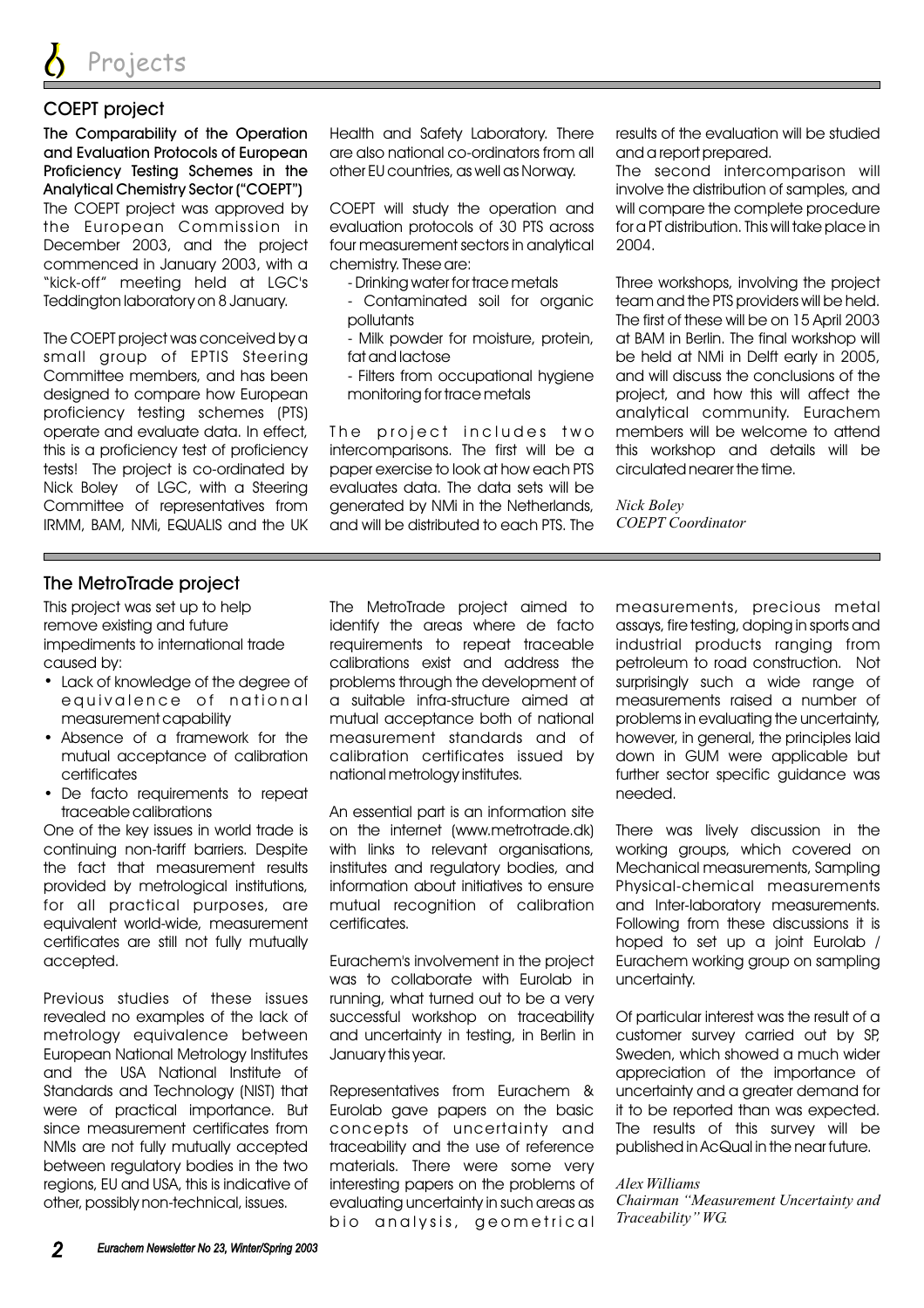# Projects

## COEPT project

**The Comparability of the Operation and Evaluation Protocols of European Proficiency Testing Schemes in the Analytical Chemistry Sector ("COEPT")**

The COEPT project was approved by the European Commission in December 2003, and the project commenced in January 2003, with a "kick-off" meeting held at LGC's Teddington laboratory on 8 January.

The COEPT project was conceived by a small group of EPTIS Steering Committee members, and has been designed to compare how European proficiency testing schemes (PTS) operate and evaluate data. In effect, this is a proficiency test of proficiency tests! The project is co-ordinated by Nick Boley of LGC, with a Steering Committee of representatives from IRMM, BAM, NMi, EQUALIS and the UK Health and Safety Laboratory. There are also national co-ordinators from all other EU countries, as well as Norway.

COEPT will study the operation and evaluation protocols of 30 PTS across four measurement sectors in analytical chemistry. These are:

- Drinking water for trace metals
- Contaminated soil for organic pollutants
- Milk powder for moisture, protein, fat and lactose
- Filters from occupational hygiene monitoring for trace metals

The project includes two intercomparisons. The first will be a paper exercise to look at how each PTS evaluates data. The data sets will be generated by NMi in the Netherlands, and will be distributed to each PTS. The results of the evaluation will be studied and a report prepared.

The second intercomparison will involve the distribution of samples, and will compare the complete procedure for a PT distribution. This will take place in 2004.

Three workshops, involving the project team and the PTS providers will be held. The first of these will be on 15 April 2003 at BAM in Berlin. The final workshop will be held at NMi in Delft early in 2005, and will discuss the conclusions of the project, and how this will affect the analytical community. Eurachem members will be welcome to attend this workshop and details will be circulated nearer the time.

*Nick Boley*
*COEPT Coordinator*

## The MetroTrade project

This project was set up to help remove existing and future impediments to international trade caused by:

- Lack of knowledge of the degree of equivalence of national measurement capability
- Absence of a framework for the mutual acceptance of calibration certificates
- De facto requirements to repeat traceable calibrations

One of the key issues in world trade is continuing non-tariff barriers. Despite the fact that measurement results provided by metrological institutions, for all practical purposes, are equivalent world-wide, measurement certificates are still not fully mutually accepted.

Previous studies of these issues revealed no examples of the lack of metrology equivalence between European National Metrology Institutes and the USA National Institute of Standards and Technology (NIST) that were of practical importance. But since measurement certificates from NMIs are not fully mutually accepted between regulatory bodies in the two regions, EU and USA, this is indicative of other, possibly non-technical, issues.

The MetroTrade project aimed to identify the areas where de facto requirements to repeat traceable calibrations exist and address the problems through the development of a suitable infra-structure aimed at mutual acceptance both of national measurement standards and of calibration certificates issued by national metrology institutes.

An essential part is an information site on the internet (www.metrotrade.dk) with links to relevant organisations, institutes and regulatory bodies, and information about initiatives to ensure mutual recognition of calibration certificates.

Eurachem's involvement in the project was to collaborate with Eurolab in running, what turned out to be a very successful workshop on traceability and uncertainty in testing, in Berlin in January this year.

Representatives from Eurachem & Eurolab gave papers on the basic concepts of uncertainty and traceability and the use of reference materials. There were some very interesting papers on the problems of evaluating uncertainty in such areas as bio analysis, geometrical measurements, precious metal assays, fire testing, doping in sports and industrial products ranging from petroleum to road construction. Not surprisingly such a wide range of measurements raised a number of problems in evaluating the uncertainty, however, in general, the principles laid down in GUM were applicable but further sector specific guidance was needed.

There was lively discussion in the working groups, which covered on Mechanical measurements, Sampling Physical-chemical measurements and Inter-laboratory measurements. Following from these discussions it is hoped to set up a joint Eurolab / Eurachem working group on sampling uncertainty.

Of particular interest was the result of a customer survey carried out by SP, Sweden, which showed a much wider appreciation of the importance of uncertainty and a greater demand for it to be reported than was expected. The results of this survey will be published in AcQual in the near future.

*Alex Williams*
*Chairman "Measurement Uncertainty and Traceability" WG.*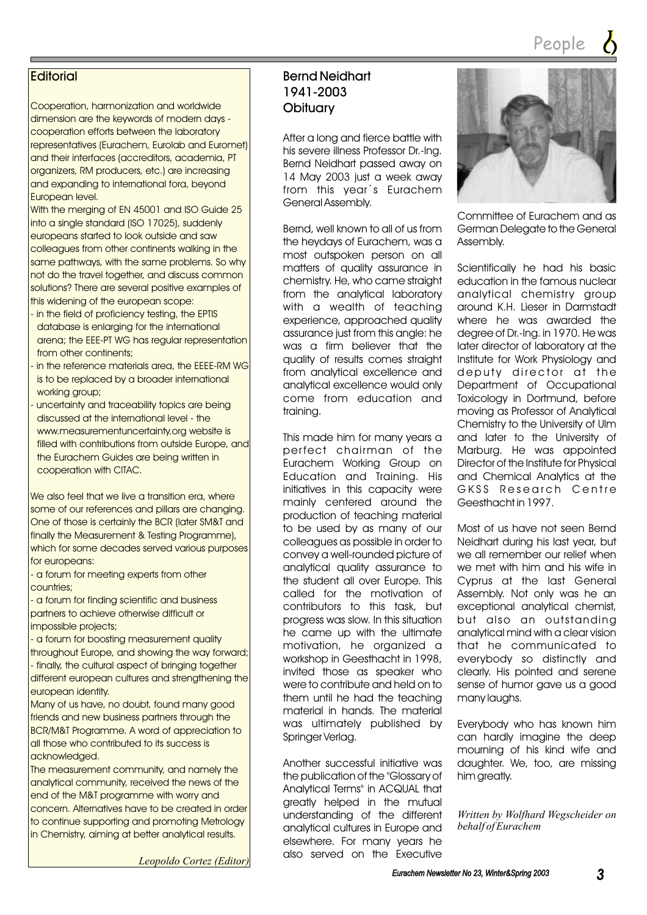## Editorial

Cooperation, harmonization and worldwide dimension are the keywords of modern days - cooperation efforts between the laboratory representatives (Eurachem, Eurolab and Euromet) and their interfaces (accreditors, academia, PT organizers, RM producers, etc.) are increasing and expanding to international fora, beyond European level.

With the merging of EN 45001 and ISO Guide 25 into a single standard (ISO 17025), suddenly europeans started to look outside and saw colleagues from other continents walking in the same pathways, with the same problems. So why not do the travel together, and discuss common solutions? There are several positive examples of this widening of the european scope:

- in the field of proficiency testing, the EPTIS database is enlarging for the international arena; the EEE-PT WG has regular representation from other continents;
- in the reference materials area, the EEEE-RM WG is to be replaced by a broader international working group;
- uncertainty and traceability topics are being discussed at the international level - the www.measurementuncertainty.org website is filled with contributions from outside Europe, and the Eurachem Guides are being written in cooperation with CITAC.

We also feel that we live a transition era, where some of our references and pillars are changing. One of those is certainly the BCR (later SM&T and finally the Measurement & Testing Programme), which for some decades served various purposes for europeans:

- a forum for meeting experts from other countries;
- a forum for finding scientific and business partners to achieve otherwise difficult or impossible projects;
- a forum for boosting measurement quality throughout Europe, and showing the way forward;
- finally, the cultural aspect of bringing together different european cultures and strengthening the european identity.

Many of us have, no doubt, found many good friends and new business partners through the BCR/M&T Programme. A word of appreciation to all those who contributed to its success is acknowledged.

The measurement community, and namely the analytical community, received the news of the end of the M&T programme with worry and concern. Alternatives have to be created in order to continue supporting and promoting Metrology in Chemistry, aiming at better analytical results.

*Leopoldo Cortez (Editor)*

## Bernd Neidhart 1941-2003 Obituary

After a long and fierce battle with his severe illness Professor Dr.-Ing. Bernd Neidhart passed away on 14 May 2003 just a week away from this year´s Eurachem General Assembly.

Bernd, well known to all of us from the heydays of Eurachem, was a most outspoken person on all matters of quality assurance in chemistry. He, who came straight from the analytical laboratory with a wealth of teaching experience, approached quality assurance just from this angle: he was a firm believer that the quality of results comes straight from analytical excellence and analytical excellence would only come from education and training.

This made him for many years a perfect chairman of the Eurachem Working Group on Education and Training. His initiatives in this capacity were mainly centered around the production of teaching material to be used by as many of our colleagues as possible in order to convey a well-rounded picture of analytical quality assurance to the student all over Europe. This called for the motivation of contributors to this task, but progress was slow. In this situation he came up with the ultimate motivation, he organized a workshop in Geesthacht in 1998, invited those as speaker who were to contribute and held on to them until he had the teaching material in hands. The material was ultimately published by Springer Verlag.

Another successful initiative was the publication of the "Glossary of Analytical Terms" in ACQUAL that greatly helped in the mutual understanding of the different analytical cultures in Europe and elsewhere. For many years he also served on the Executive Committee of Eurachem and as German Delegate to the General Assembly.

Scientifically he had his basic education in the famous nuclear analytical chemistry group around K.H. Lieser in Darmstadt where he was awarded the degree of Dr.-Ing. in 1970. He was later director of laboratory at the Institute for Work Physiology and deputy director at the Department of Occupational Toxicology in Dortmund, before moving as Professor of Analytical Chemistry to the University of Ulm and later to the University of Marburg. He was appointed Director of the Institute for Physical and Chemical Analytics at the GKSS Research Centre Geesthacht in 1997.

Most of us have not seen Bernd Neidhart during his last year, but we all remember our relief when we met with him and his wife in Cyprus at the last General Assembly. Not only was he an exceptional analytical chemist, but also an outstanding analytical mind with a clear vision that he communicated to everybody so distinctly and clearly. His pointed and serene sense of humor gave us a good many laughs.

Everybody who has known him can hardly imagine the deep mourning of his kind wife and daughter. We, too, are missing him greatly.

*Written by Wolfhard Wegscheider on behalf of Eurachem*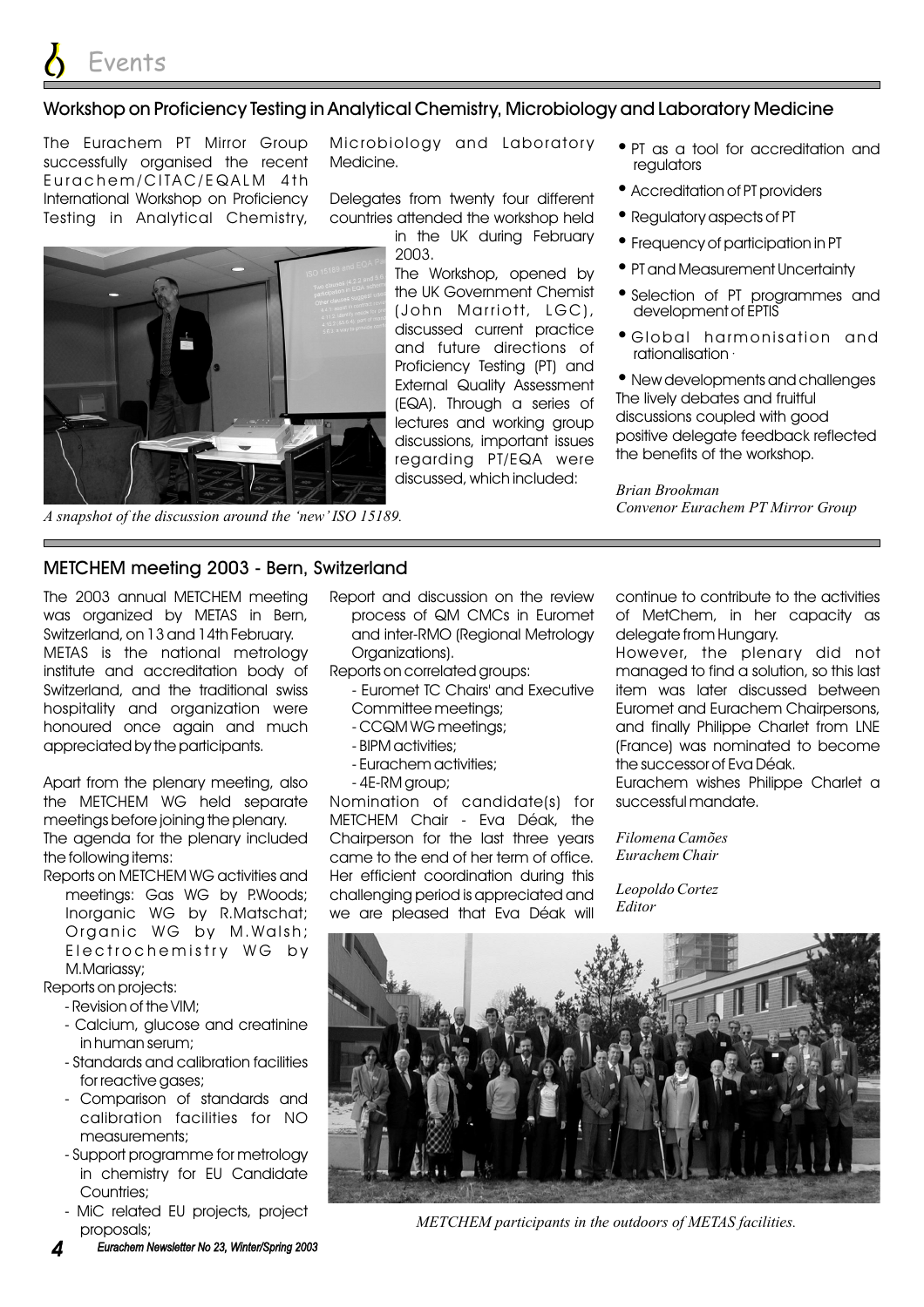## Workshop on Proficiency Testing in Analytical Chemistry, Microbiology and Laboratory Medicine

The Eurachem PT Mirror Group successfully organised the recent Eurachem/CITAC/EQALM 4th International Workshop on Proficiency Testing in Analytical Chemistry, Microbiology and Laboratory Medicine.

Delegates from twenty four different countries attended the workshop held in the UK during February 2003.

The Workshop, opened by the UK Government Chemist (John Marriott, LGC), discussed current practice and future directions of Proficiency Testing (PT) and External Quality Assessment (EQA). Through a series of lectures and working group discussions, important issues regarding PT/EQA were discussed, which included:

*A snapshot of the discussion around the 'new' ISO 15189.*

- PT as a tool for accreditation and regulators
- Accreditation of PT providers
- Regulatory aspects of PT
- Frequency of participation in PT
- PT and Measurement Uncertainty
- Selection of PT programmes and development of EPTIS
- Global harmonisation and rationalisation
- New developments and challenges

The lively debates and fruitful discussions coupled with good positive delegate feedback reflected the benefits of the workshop.

*Brian Brookman*
*Convenor Eurachem PT Mirror Group*

## METCHEM meeting 2003 - Bern, Switzerland

The 2003 annual METCHEM meeting was organized by METAS in Bern, Switzerland, on 13 and 14th February. METAS is the national metrology institute and accreditation body of Switzerland, and the traditional swiss hospitality and organization were honoured once again and much appreciated by the participants.

Apart from the plenary meeting, also the METCHEM WG held separate meetings before joining the plenary. The agenda for the plenary included the following items:

Reports on METCHEM WG activities and meetings: Gas WG by P.Woods; Inorganic WG by R.Matschat; Organic WG by M.Walsh; Electrochemistry WG by M.Mariassy;

Reports on projects:

- Revision of the VIM;
- Calcium, glucose and creatinine in human serum;
- Standards and calibration facilities for reactive gases;
- Comparison of standards and calibration facilities for NO measurements;
- Support programme for metrology in chemistry for EU Candidate Countries;
- MiC related EU projects, project proposals;

Report and discussion on the review process of QM CMCs in Euromet and inter-RMO (Regional Metrology Organizations).

Reports on correlated groups:

- Euromet TC Chairs' and Executive Committee meetings;
- CCQM WG meetings;
- BIPM activities;
- Eurachem activities;
- 4E-RM group;

Nomination of candidate(s) for METCHEM Chair - Eva Déak, the Chairperson for the last three years came to the end of her term of office. Her efficient coordination during this challenging period is appreciated and we are pleased that Eva Déak will continue to contribute to the activities of MetChem, in her capacity as delegate from Hungary.

However, the plenary did not managed to find a solution, so this last item was later discussed between Euromet and Eurachem Chairpersons, and finally Philippe Charlet from LNE (France) was nominated to become the successor of Eva Déak.

Eurachem wishes Philippe Charlet a successful mandate.

*Filomena Camões*
*Eurachem Chair*

*Leopoldo Cortez*
*Editor*

*METCHEM participants in the outdoors of METAS facilities.*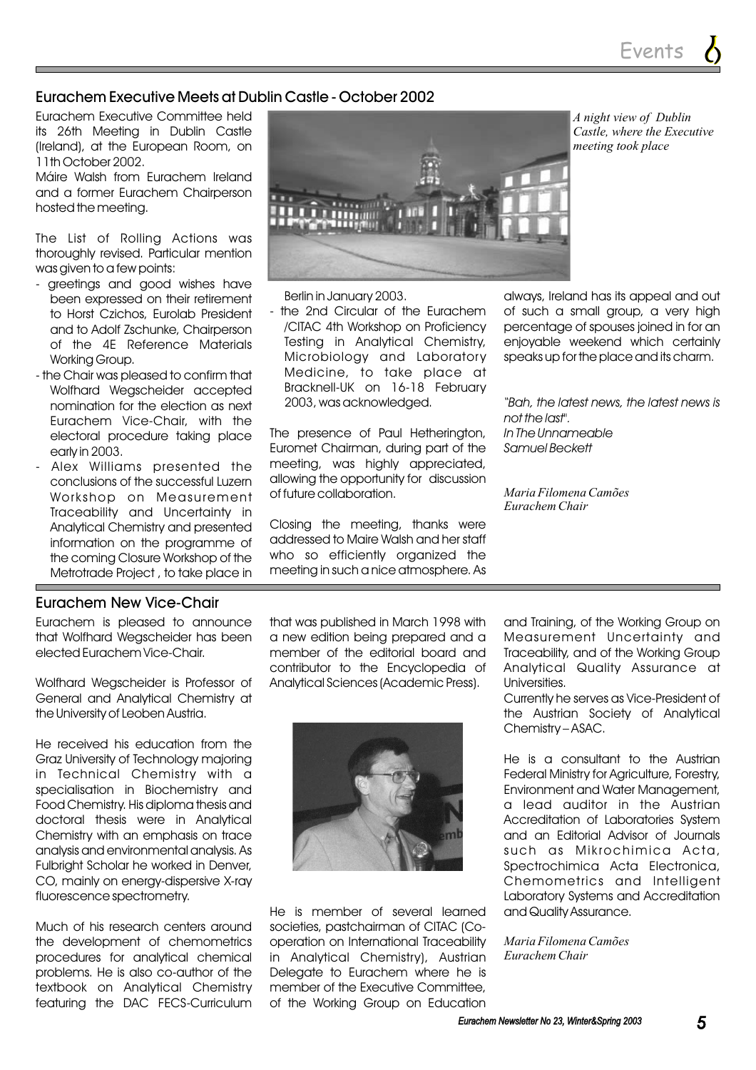## Eurachem Executive Meets at Dublin Castle - October 2002

Eurachem Executive Committee held its 26th Meeting in Dublin Castle (Ireland), at the European Room, on 11th October 2002.

Máire Walsh from Eurachem Ireland and a former Eurachem Chairperson hosted the meeting.

*A night view of Dublin Castle, where the Executive meeting took place*

The List of Rolling Actions was thoroughly revised. Particular mention was given to a few points:

- greetings and good wishes have been expressed on their retirement to Horst Czichos, Eurolab President and to Adolf Zschunke, Chairperson of the 4E Reference Materials Working Group.
- the Chair was pleased to confirm that Wolfhard Wegscheider accepted nomination for the election as next Eurachem Vice-Chair, with the electoral procedure taking place early in 2003.
- Alex Williams presented the conclusions of the successful Luzern Workshop on Measurement Traceability and Uncertainty in Analytical Chemistry and presented information on the programme of the coming Closure Workshop of the Metrotrade Project , to take place in Berlin in January 2003.
- the 2nd Circular of the Eurachem /CITAC 4th Workshop on Proficiency Testing in Analytical Chemistry, Microbiology and Laboratory Medicine, to take place at Bracknell-UK on 16-18 February 2003, was acknowledged.

The presence of Paul Hetherington, Euromet Chairman, during part of the meeting, was highly appreciated, allowing the opportunity for discussion of future collaboration.

Closing the meeting, thanks were addressed to Maire Walsh and her staff who so efficiently organized the meeting in such a nice atmosphere. As always, Ireland has its appeal and out of such a small group, a very high percentage of spouses joined in for an enjoyable weekend which certainly speaks up for the place and its charm.

*"Bah, the latest news, the latest news is not the last".*
*In The Unnameable*
*Samuel Beckett*

*Maria Filomena Camões*
*Eurachem Chair*

## Eurachem New Vice-Chair

Eurachem is pleased to announce that Wolfhard Wegscheider has been elected Eurachem Vice-Chair.

Wolfhard Wegscheider is Professor of General and Analytical Chemistry at the University of Leoben Austria.

He received his education from the Graz University of Technology majoring in Technical Chemistry with a specialisation in Biochemistry and Food Chemistry. His diploma thesis and doctoral thesis were in Analytical Chemistry with an emphasis on trace analysis and environmental analysis. As Fulbright Scholar he worked in Denver, CO, mainly on energy-dispersive X-ray fluorescence spectrometry.

Much of his research centers around the development of chemometrics procedures for analytical chemical problems. He is also co-author of the textbook on Analytical Chemistry featuring the DAC FECS-Curriculum that was published in March 1998 with a new edition being prepared and a member of the editorial board and contributor to the Encyclopedia of Analytical Sciences (Academic Press).

He is member of several learned societies, pastchairman of CITAC (Co-operation on International Traceability in Analytical Chemistry), Austrian Delegate to Eurachem where he is member of the Executive Committee, of the Working Group on Education and Training, of the Working Group on Measurement Uncertainty and Traceability, and of the Working Group Analytical Quality Assurance at Universities.

Currently he serves as Vice-President of the Austrian Society of Analytical Chemistry – ASAC.

He is a consultant to the Austrian Federal Ministry for Agriculture, Forestry, Environment and Water Management, a lead auditor in the Austrian Accreditation of Laboratories System and an Editorial Advisor of Journals such as Mikrochimica Acta, Spectrochimica Acta Electronica, Chemometrics and Intelligent Laboratory Systems and Accreditation and Quality Assurance.

*Maria Filomena Camões*
*Eurachem Chair*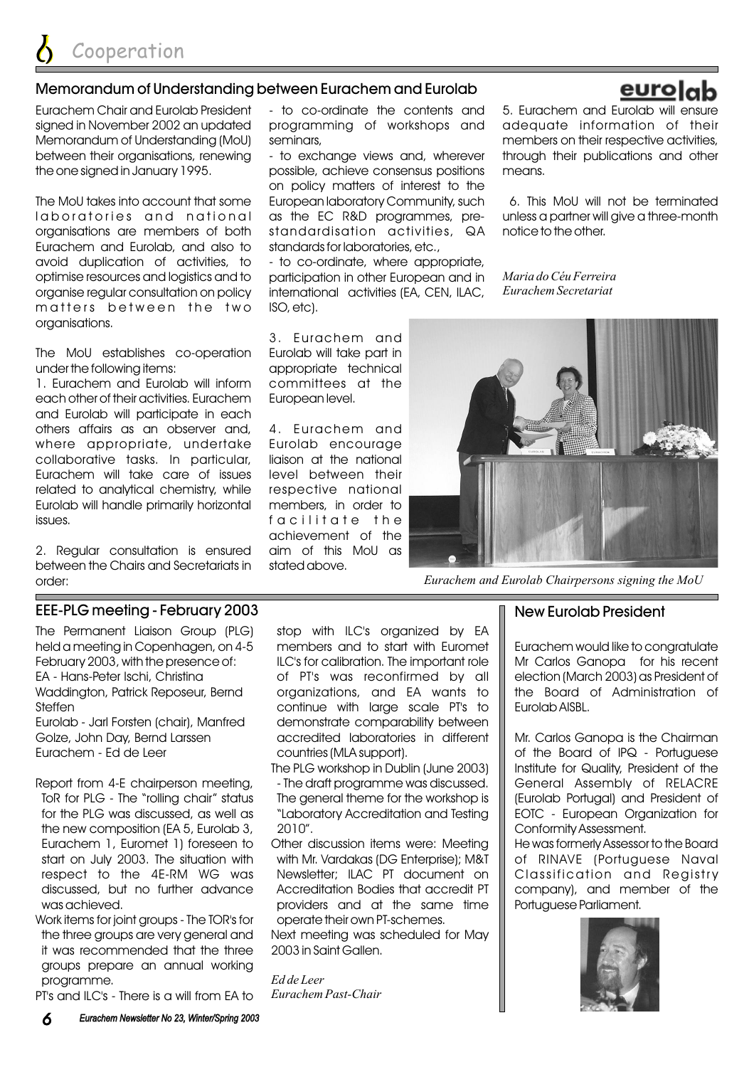## Memorandum of Understanding between Eurachem and Eurolab

Eurachem Chair and Eurolab President signed in November 2002 an updated Memorandum of Understanding (MoU) between their organisations, renewing the one signed in January 1995.

The MoU takes into account that some laboratories and national organisations are members of both Eurachem and Eurolab, and also to avoid duplication of activities, to optimise resources and logistics and to organise regular consultation on policy matters between the two organisations.

The MoU establishes co-operation under the following items:

1. Eurachem and Eurolab will inform each other of their activities. Eurachem and Eurolab will participate in each others affairs as an observer and, where appropriate, undertake collaborative tasks. In particular, Eurachem will take care of issues related to analytical chemistry, while Eurolab will handle primarily horizontal issues.

2. Regular consultation is ensured between the Chairs and Secretariats in order:

- to co-ordinate the contents and programming of workshops and seminars,
- to exchange views and, wherever possible, achieve consensus positions on policy matters of interest to the European laboratory Community, such as the EC R&D programmes, pre-standardisation activities, QA standards for laboratories, etc.,
- to co-ordinate, where appropriate, participation in other European and in international activities (EA, CEN, ILAC, ISO, etc).

3. Eurachem and Eurolab will take part in appropriate technical committees at the European level.

4. Eurachem and Eurolab encourage liaison at the national level between their respective national members, in order to facilitate the achievement of the aim of this MoU as stated above.

5. Eurachem and Eurolab will ensure adequate information of their members on their respective activities, through their publications and other means.

6. This MoU will not be terminated unless a partner will give a three-month notice to the other.

*Maria do Céu Ferreira*
*Eurachem Secretariat*

*Eurachem and Eurolab Chairpersons signing the MoU*

## EEE-PLG meeting - February 2003

The Permanent Liaison Group (PLG) held a meeting in Copenhagen, on 4-5 February 2003, with the presence of:
EA - Hans-Peter Ischi, Christina Waddington, Patrick Reposeur, Bernd Steffen
Eurolab - Jarl Forsten (chair), Manfred Golze, John Day, Bernd Larssen
Eurachem - Ed de Leer

Report from 4-E chairperson meeting, ToR for PLG - The "rolling chair" status for the PLG was discussed, as well as the new composition (EA 5, Eurolab 3, Eurachem 1, Euromet 1) foreseen to start on July 2003. The situation with respect to the 4E-RM WG was discussed, but no further advance was achieved.

Work items for joint groups - The TOR's for the three groups are very general and it was recommended that the three groups prepare an annual working programme.

PT's and ILC's - There is a will from EA to stop with ILC's organized by EA members and to start with Euromet ILC's for calibration. The important role of PT's was reconfirmed by all organizations, and EA wants to continue with large scale PT's to demonstrate comparability between accredited laboratories in different countries (MLA support).

The PLG workshop in Dublin (June 2003) - The draft programme was discussed. The general theme for the workshop is "Laboratory Accreditation and Testing 2010".

Other discussion items were: Meeting with Mr. Vardakas (DG Enterprise); M&T Newsletter; ILAC PT document on Accreditation Bodies that accredit PT providers and at the same time operate their own PT-schemes.

Next meeting was scheduled for May 2003 in Saint Gallen.

*Ed de Leer*
*Eurachem Past-Chair*

## New Eurolab President

Eurachem would like to congratulate Mr Carlos Ganopa for his recent election (March 2003) as President of the Board of Administration of Eurolab AISBL.

Mr. Carlos Ganopa is the Chairman of the Board of IPQ - Portuguese Institute for Quality, President of the General Assembly of RELACRE (Eurolab Portugal) and President of EOTC - European Organization for Conformity Assessment.
He was formerly Assessor to the Board of RINAVE (Portuguese Naval Classification and Registry company), and member of the Portuguese Parliament.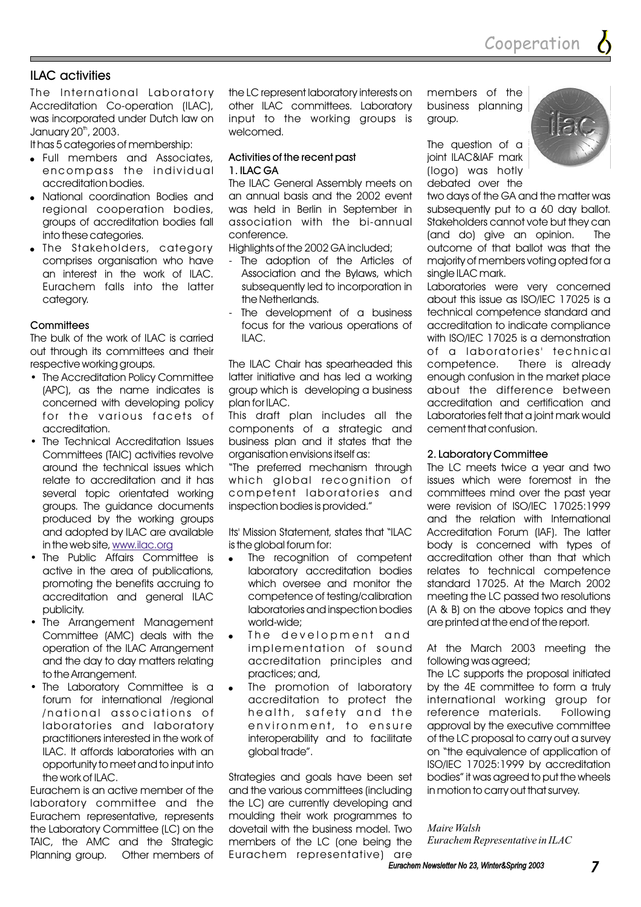## ILAC activities

The International Laboratory Accreditation Co-operation (ILAC), was incorporated under Dutch law on January 20th, 2003.

It has 5 categories of membership:

- Full members and Associates, encompass the individual accreditation bodies.
- National coordination Bodies and regional cooperation bodies, groups of accreditation bodies fall into these categories.
- The Stakeholders, category comprises organisation who have an interest in the work of ILAC. Eurachem falls into the latter category.

### Committees

The bulk of the work of ILAC is carried out through its committees and their respective working groups.

- The Accreditation Policy Committee (APC), as the name indicates is concerned with developing policy for the various facets of accreditation.
- The Technical Accreditation Issues Committees (TAIC) activities revolve around the technical issues which relate to accreditation and it has several topic orientated working groups. The guidance documents produced by the working groups and adopted by ILAC are available in the web site, www.ilac.org
- The Public Affairs Committee is active in the area of publications, promoting the benefits accruing to accreditation and general ILAC publicity.
- The Arrangement Management Committee (AMC) deals with the operation of the ILAC Arrangement and the day to day matters relating to the Arrangement.
- The Laboratory Committee is a forum for international /regional /national associations of laboratories and laboratory practitioners interested in the work of ILAC. It affords laboratories with an opportunity to meet and to input into the work of ILAC.

Eurachem is an active member of the laboratory committee and the Eurachem representative, represents the Laboratory Committee (LC) on the TAIC, the AMC and the Strategic Planning group. Other members of the LC represent laboratory interests on other ILAC committees. Laboratory input to the working groups is welcomed.

### Activities of the recent past

#### 1. ILAC GA

The ILAC General Assembly meets on an annual basis and the 2002 event was held in Berlin in September in association with the bi-annual conference.

Highlights of the 2002 GA included;

- The adoption of the Articles of Association and the Bylaws, which subsequently led to incorporation in the Netherlands.
- The development of a business focus for the various operations of ILAC.

The ILAC Chair has spearheaded this latter initiative and has led a working group which is developing a business plan for ILAC.

This draft plan includes all the components of a strategic and business plan and it states that the organisation envisions itself as:

"The preferred mechanism through which global recognition of competent laboratories and inspection bodies is provided."

Its' Mission Statement, states that "ILAC is the global forum for:

- The recognition of competent laboratory accreditation bodies which oversee and monitor the competence of testing/calibration laboratories and inspection bodies world-wide;
- The development and implementation of sound accreditation principles and practices; and,
- The promotion of laboratory accreditation to protect the health, safety and the environment, to ensure interoperability and to facilitate global trade".

Strategies and goals have been set and the various committees (including the LC) are currently developing and moulding their work programmes to dovetail with the business model. Two members of the LC (one being the Eurachem representative) are members of the business planning group.

The question of a joint ILAC&IAF mark (logo) was hotly debated over the two days of the GA and the matter was subsequently put to a 60 day ballot. Stakeholders cannot vote but they can (and do) give an opinion. The outcome of that ballot was that the majority of members voting opted for a single ILAC mark.

Laboratories were very concerned about this issue as ISO/IEC 17025 is a technical competence standard and accreditation to indicate compliance with ISO/IEC 17025 is a demonstration of a laboratories' technical competence. There is already enough confusion in the market place about the difference between accreditation and certification and Laboratories felt that a joint mark would cement that confusion.

#### 2. Laboratory Committee

The LC meets twice a year and two issues which were foremost in the committees mind over the past year were revision of ISO/IEC 17025:1999 and the relation with International Accreditation Forum (IAF). The latter body is concerned with types of accreditation other than that which relates to technical competence standard 17025. At the March 2002 meeting the LC passed two resolutions (A & B) on the above topics and they are printed at the end of the report.

At the March 2003 meeting the following was agreed;

The LC supports the proposal initiated by the 4E committee to form a truly international working group for reference materials. Following approval by the executive committee of the LC proposal to carry out a survey on "the equivalence of application of ISO/IEC 17025:1999 by accreditation bodies" it was agreed to put the wheels in motion to carry out that survey.

*Maire Walsh*
*Eurachem Representative in ILAC*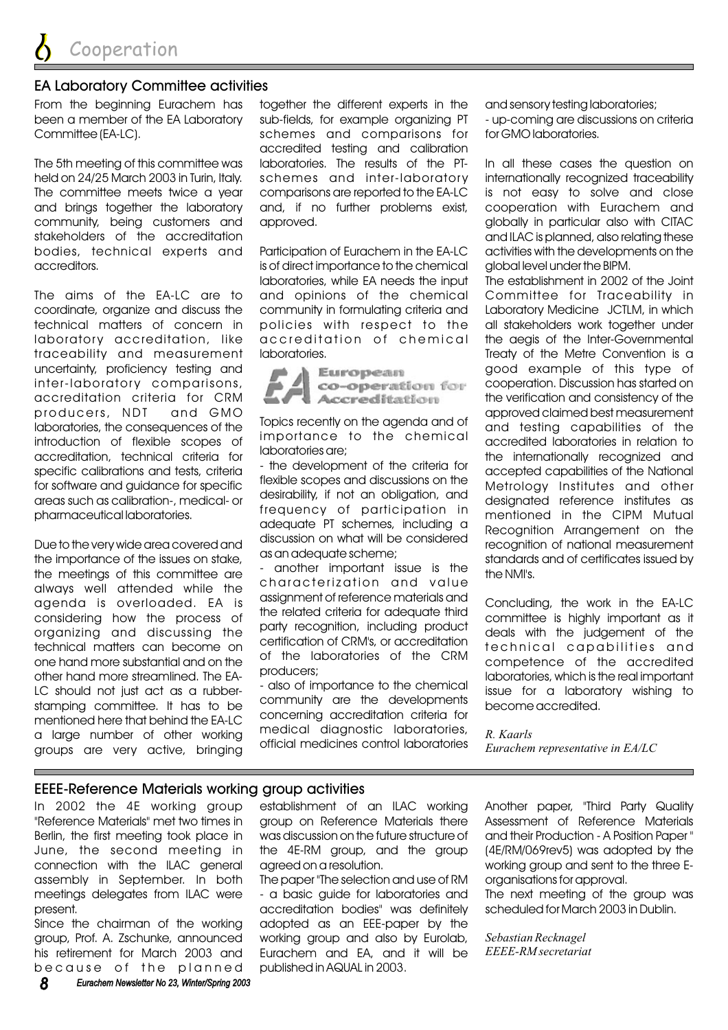## EA Laboratory Committee activities

From the beginning Eurachem has been a member of the EA Laboratory Committee (EA-LC).

The 5th meeting of this committee was held on 24/25 March 2003 in Turin, Italy. The committee meets twice a year and brings together the laboratory community, being customers and stakeholders of the accreditation bodies, technical experts and accreditors.

The aims of the EA-LC are to coordinate, organize and discuss the technical matters of concern in laboratory accreditation, like traceability and measurement uncertainty, proficiency testing and inter-laboratory comparisons, accreditation criteria for CRM producers, NDT and GMO laboratories, the consequences of the introduction of flexible scopes of accreditation, technical criteria for specific calibrations and tests, criteria for software and guidance for specific areas such as calibration-, medical- or pharmaceutical laboratories.

Due to the very wide area covered and the importance of the issues on stake, the meetings of this committee are always well attended while the agenda is overloaded. EA is considering how the process of organizing and discussing the technical matters can become on one hand more substantial and on the other hand more streamlined. The EA-LC should not just act as a rubber-stamping committee. It has to be mentioned here that behind the EA-LC a large number of other working groups are very active, bringing together the different experts in the sub-fields, for example organizing PT schemes and comparisons for accredited testing and calibration laboratories. The results of the PT-schemes and inter-laboratory comparisons are reported to the EA-LC and, if no further problems exist, approved.

Participation of Eurachem in the EA-LC is of direct importance to the chemical laboratories, while EA needs the input and opinions of the chemical community in formulating criteria and policies with respect to the accreditation of chemical laboratories.

European co-operation for Accreditation

Topics recently on the agenda and of importance to the chemical laboratories are;

- the development of the criteria for flexible scopes and discussions on the desirability, if not an obligation, and frequency of participation in adequate PT schemes, including a discussion on what will be considered as an adequate scheme;
- another important issue is the characterization and value assignment of reference materials and the related criteria for adequate third party recognition, including product certification of CRM's, or accreditation of the laboratories of the CRM producers;
- also of importance to the chemical community are the developments concerning accreditation criteria for medical diagnostic laboratories, official medicines control laboratories and sensory testing laboratories;
- up-coming are discussions on criteria for GMO laboratories.

In all these cases the question on internationally recognized traceability is not easy to solve and close cooperation with Eurachem and globally in particular also with CITAC and ILAC is planned, also relating these activities with the developments on the global level under the BIPM.

The establishment in 2002 of the Joint Committee for Traceability in Laboratory Medicine JCTLM, in which all stakeholders work together under the aegis of the Inter-Governmental Treaty of the Metre Convention is a good example of this type of cooperation. Discussion has started on the verification and consistency of the approved claimed best measurement and testing capabilities of the accredited laboratories in relation to the internationally recognized and accepted capabilities of the National Metrology Institutes and other designated reference institutes as mentioned in the CIPM Mutual Recognition Arrangement on the recognition of national measurement standards and of certificates issued by the NMI's.

Concluding, the work in the EA-LC committee is highly important as it deals with the judgement of the technical capabilities and competence of the accredited laboratories, which is the real important issue for a laboratory wishing to become accredited.

*R. Kaarls*
*Eurachem representative in EA/LC*

## EEEE-Reference Materials working group activities

In 2002 the 4E working group "Reference Materials" met two times in Berlin, the first meeting took place in June, the second meeting in connection with the ILAC general assembly in September. In both meetings delegates from ILAC were present.

Since the chairman of the working group, Prof. A. Zschunke, announced his retirement for March 2003 and because of the planned establishment of an ILAC working group on Reference Materials there was discussion on the future structure of the 4E-RM group, and the group agreed on a resolution.

The paper "The selection and use of RM - a basic guide for laboratories and accreditation bodies" was definitely adopted as an EEE-paper by the working group and also by Eurolab, Eurachem and EA, and it will be published in AQUAL in 2003.

Another paper, "Third Party Quality Assessment of Reference Materials and their Production - A Position Paper " (4E/RM/069rev5) was adopted by the working group and sent to the three E-organisations for approval.

The next meeting of the group was scheduled for March 2003 in Dublin.

*Sebastian Recknagel*
*EEEE-RM secretariat*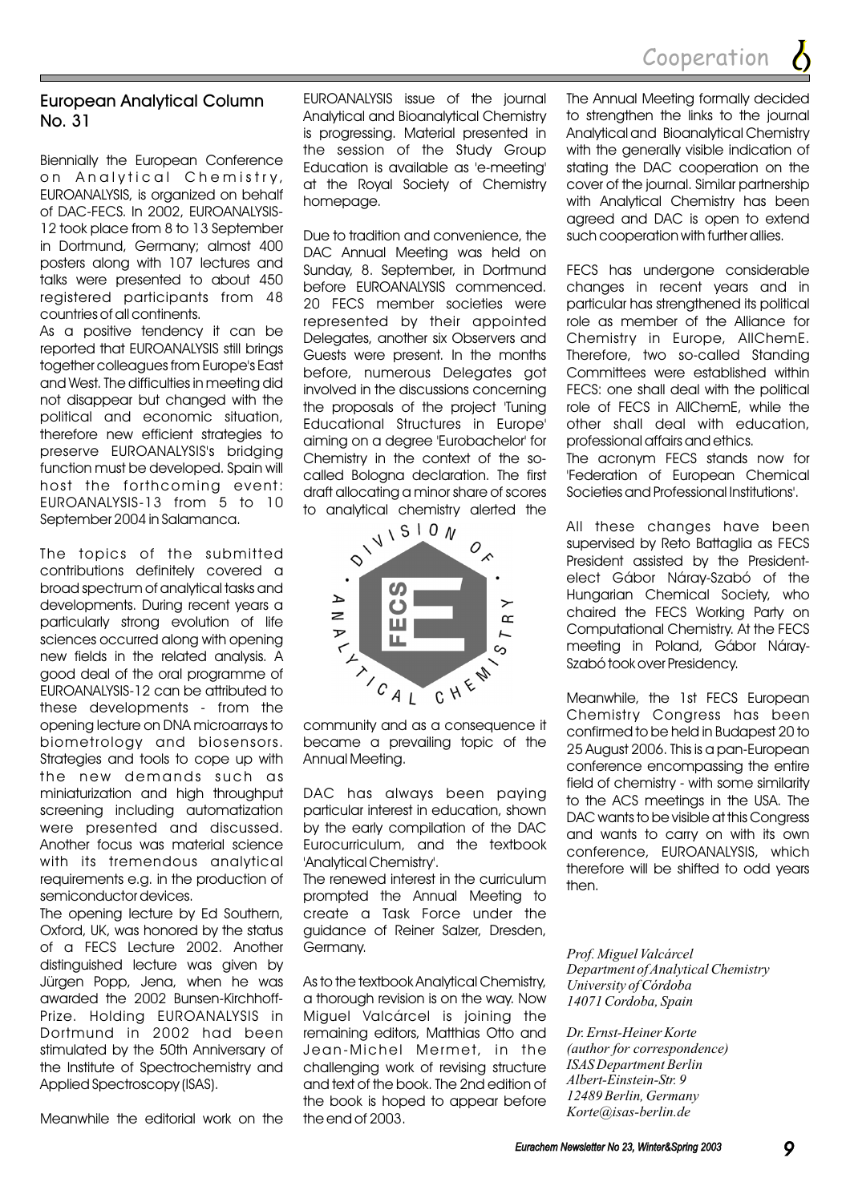## European Analytical Column No. 31

Biennially the European Conference on Analytical Chemistry, EUROANALYSIS, is organized on behalf of DAC-FECS. In 2002, EUROANALYSIS-12 took place from 8 to 13 September in Dortmund, Germany; almost 400 posters along with 107 lectures and talks were presented to about 450 registered participants from 48 countries of all continents.

As a positive tendency it can be reported that EUROANALYSIS still brings together colleagues from Europe's East and West. The difficulties in meeting did not disappear but changed with the political and economic situation, therefore new efficient strategies to preserve EUROANALYSIS's bridging function must be developed. Spain will host the forthcoming event: EUROANALYSIS-13 from 5 to 10 September 2004 in Salamanca.

The topics of the submitted contributions definitely covered a broad spectrum of analytical tasks and developments. During recent years a particularly strong evolution of life sciences occurred along with opening new fields in the related analysis. A good deal of the oral programme of EUROANALYSIS-12 can be attributed to these developments - from the opening lecture on DNA microarrays to biometrology and biosensors. Strategies and tools to cope up with the new demands such as miniaturization and high throughput screening including automatization were presented and discussed. Another focus was material science with its tremendous analytical requirements e.g. in the production of semiconductor devices.

The opening lecture by Ed Southern, Oxford, UK, was honored by the status of a FECS Lecture 2002. Another distinguished lecture was given by Jürgen Popp, Jena, when he was awarded the 2002 Bunsen-Kirchhoff-Prize. Holding EUROANALYSIS in Dortmund in 2002 had been stimulated by the 50th Anniversary of the Institute of Spectrochemistry and Applied Spectroscopy (ISAS).

Meanwhile the editorial work on the EUROANALYSIS issue of the journal Analytical and Bioanalytical Chemistry is progressing. Material presented in the session of the Study Group Education is available as 'e-meeting' at the Royal Society of Chemistry homepage.

Due to tradition and convenience, the DAC Annual Meeting was held on Sunday, 8. September, in Dortmund before EUROANALYSIS commenced. 20 FECS member societies were represented by their appointed Delegates, another six Observers and Guests were present. In the months before, numerous Delegates got involved in the discussions concerning the proposals of the project 'Tuning Educational Structures in Europe' aiming on a degree 'Eurobachelor' for Chemistry in the context of the so-called Bologna declaration. The first draft allocating a minor share of scores to analytical chemistry alerted the community and as a consequence it became a prevailing topic of the Annual Meeting.

DAC has always been paying particular interest in education, shown by the early compilation of the DAC Eurocurriculum, and the textbook 'Analytical Chemistry'.

The renewed interest in the curriculum prompted the Annual Meeting to create a Task Force under the guidance of Reiner Salzer, Dresden, Germany.

As to the textbook Analytical Chemistry, a thorough revision is on the way. Now Miguel Valcárcel is joining the remaining editors, Matthias Otto and Jean-Michel Mermet, in the challenging work of revising structure and text of the book. The 2nd edition of the book is hoped to appear before the end of 2003.

The Annual Meeting formally decided to strengthen the links to the journal Analytical and Bioanalytical Chemistry with the generally visible indication of stating the DAC cooperation on the cover of the journal. Similar partnership with Analytical Chemistry has been agreed and DAC is open to extend such cooperation with further allies.

FECS has undergone considerable changes in recent years and in particular has strengthened its political role as member of the Alliance for Chemistry in Europe, AllChemE. Therefore, two so-called Standing Committees were established within FECS: one shall deal with the political role of FECS in AllChemE, while the other shall deal with education, professional affairs and ethics.

The acronym FECS stands now for 'Federation of European Chemical Societies and Professional Institutions'.

All these changes have been supervised by Reto Battaglia as FECS President assisted by the President-elect Gábor Náray-Szabó of the Hungarian Chemical Society, who chaired the FECS Working Party on Computational Chemistry. At the FECS meeting in Poland, Gábor Náray-Szabó took over Presidency.

Meanwhile, the 1st FECS European Chemistry Congress has been confirmed to be held in Budapest 20 to 25 August 2006. This is a pan-European conference encompassing the entire field of chemistry - with some similarity to the ACS meetings in the USA. The DAC wants to be visible at this Congress and wants to carry on with its own conference, EUROANALYSIS, which therefore will be shifted to odd years then.

*Prof. Miguel Valcárcel*
*Department of Analytical Chemistry*
*University of Córdoba*
*14071 Cordoba, Spain*

*Dr. Ernst-Heiner Korte*
*(author for correspondence)*
*ISAS Department Berlin*
*Albert-Einstein-Str. 9*
*12489 Berlin, Germany*
*Korte@isas-berlin.de*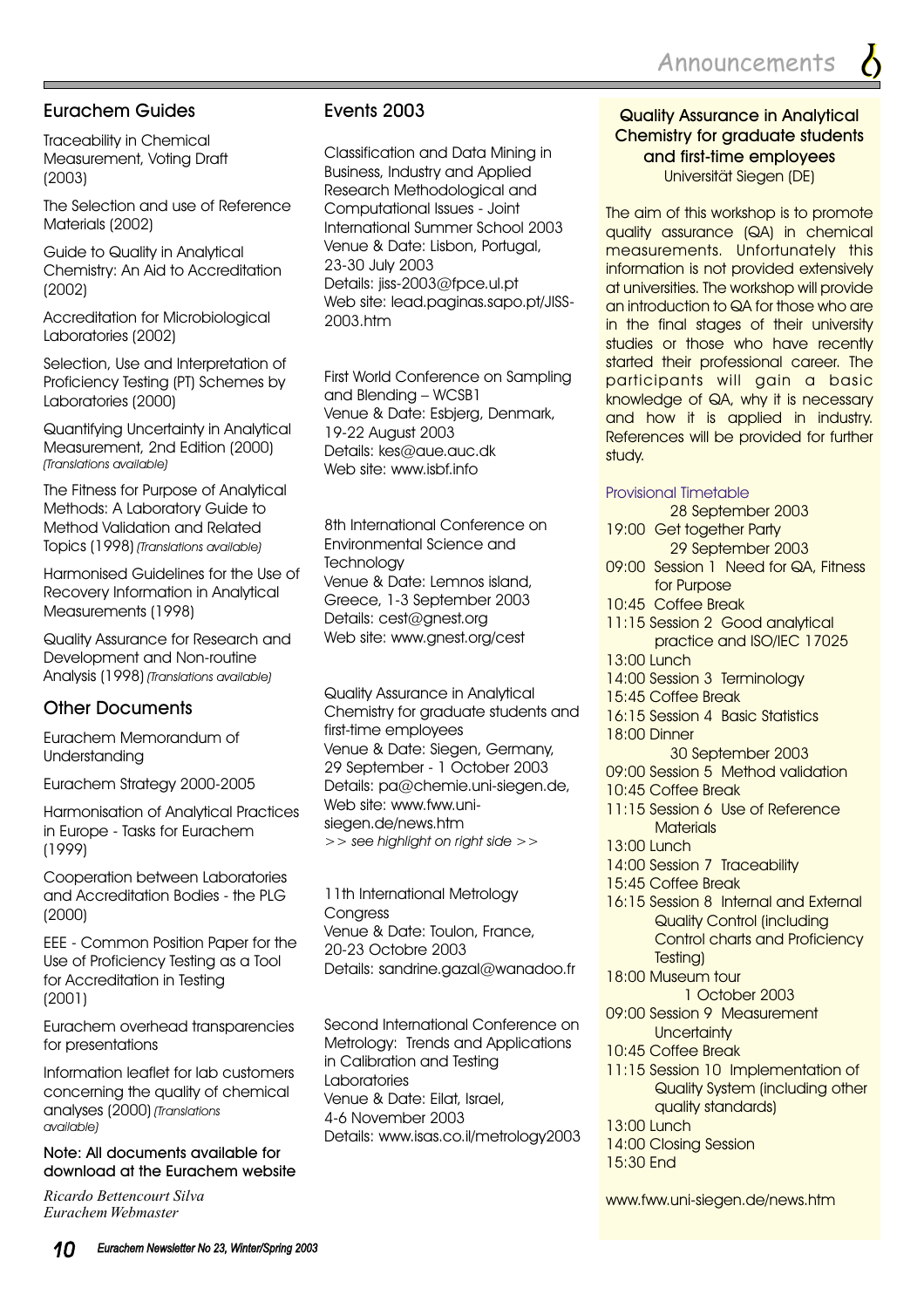## Eurachem Guides

Traceability in Chemical Measurement, Voting Draft (2003)

The Selection and use of Reference Materials (2002)

Guide to Quality in Analytical Chemistry: An Aid to Accreditation (2002)

Accreditation for Microbiological Laboratories (2002)

Selection, Use and Interpretation of Proficiency Testing (PT) Schemes by Laboratories (2000)

Quantifying Uncertainty in Analytical Measurement, 2nd Edition (2000) *(Translations available)*

The Fitness for Purpose of Analytical Methods: A Laboratory Guide to Method Validation and Related Topics (1998) *(Translations available)*

Harmonised Guidelines for the Use of Recovery Information in Analytical Measurements (1998)

Quality Assurance for Research and Development and Non-routine Analysis (1998) *(Translations available)*

## Other Documents

Eurachem Memorandum of Understanding

Eurachem Strategy 2000-2005

Harmonisation of Analytical Practices in Europe - Tasks for Eurachem (1999)

Cooperation between Laboratories and Accreditation Bodies - the PLG (2000)

EEE - Common Position Paper for the Use of Proficiency Testing as a Tool for Accreditation in Testing (2001)

Eurachem overhead transparencies for presentations

Information leaflet for lab customers concerning the quality of chemical analyses (2000) *(Translations available)*

Note: All documents available for download at the Eurachem website

*Ricardo Bettencourt Silva*
*Eurachem Webmaster*

## Events 2003

Classification and Data Mining in Business, Industry and Applied Research Methodological and Computational Issues - Joint International Summer School 2003
Venue & Date: Lisbon, Portugal, 23-30 July 2003
Details: jiss-2003@fpce.ul.pt
Web site: lead.paginas.sapo.pt/JISS-2003.htm

First World Conference on Sampling and Blending – WCSB1
Venue & Date: Esbjerg, Denmark, 19-22 August 2003
Details: kes@aue.auc.dk
Web site: www.isbf.info

8th International Conference on Environmental Science and Technology
Venue & Date: Lemnos island, Greece, 1-3 September 2003
Details: cest@gnest.org
Web site: www.gnest.org/cest

Quality Assurance in Analytical Chemistry for graduate students and first-time employees
Venue & Date: Siegen, Germany, 29 September - 1 October 2003
Details: pa@chemie.uni-siegen.de,
Web site: www.fww.uni-siegen.de/news.htm
*>> see highlight on right side >>*

11th International Metrology Congress
Venue & Date: Toulon, France, 20-23 Octobre 2003
Details: sandrine.gazal@wanadoo.fr

Second International Conference on Metrology: Trends and Applications in Calibration and Testing Laboratories
Venue & Date: Eilat, Israel, 4-6 November 2003
Details: www.isas.co.il/metrology2003

### Quality Assurance in Analytical Chemistry for graduate students and first-time employees

Universität Siegen (DE)

The aim of this workshop is to promote quality assurance (QA) in chemical measurements. Unfortunately this information is not provided extensively at universities. The workshop will provide an introduction to QA for those who are in the final stages of their university studies or those who have recently started their professional career. The participants will gain a basic knowledge of QA, why it is necessary and how it is applied in industry. References will be provided for further study.

Provisional Timetable

28 September 2003
19:00 Get together Party

29 September 2003
09:00 Session 1 Need for QA, Fitness for Purpose
10:45 Coffee Break
11:15 Session 2 Good analytical practice and ISO/IEC 17025
13:00 Lunch
14:00 Session 3 Terminology
15:45 Coffee Break
16:15 Session 4 Basic Statistics
18:00 Dinner

30 September 2003
09:00 Session 5 Method validation
10:45 Coffee Break
11:15 Session 6 Use of Reference Materials
13:00 Lunch
14:00 Session 7 Traceability
15:45 Coffee Break
16:15 Session 8 Internal and External Quality Control (including Control charts and Proficiency Testing)
18:00 Museum tour

1 October 2003
09:00 Session 9 Measurement Uncertainty
10:45 Coffee Break
11:15 Session 10 Implementation of Quality System (including other quality standards)
13:00 Lunch
14:00 Closing Session
15:30 End

www.fww.uni-siegen.de/news.htm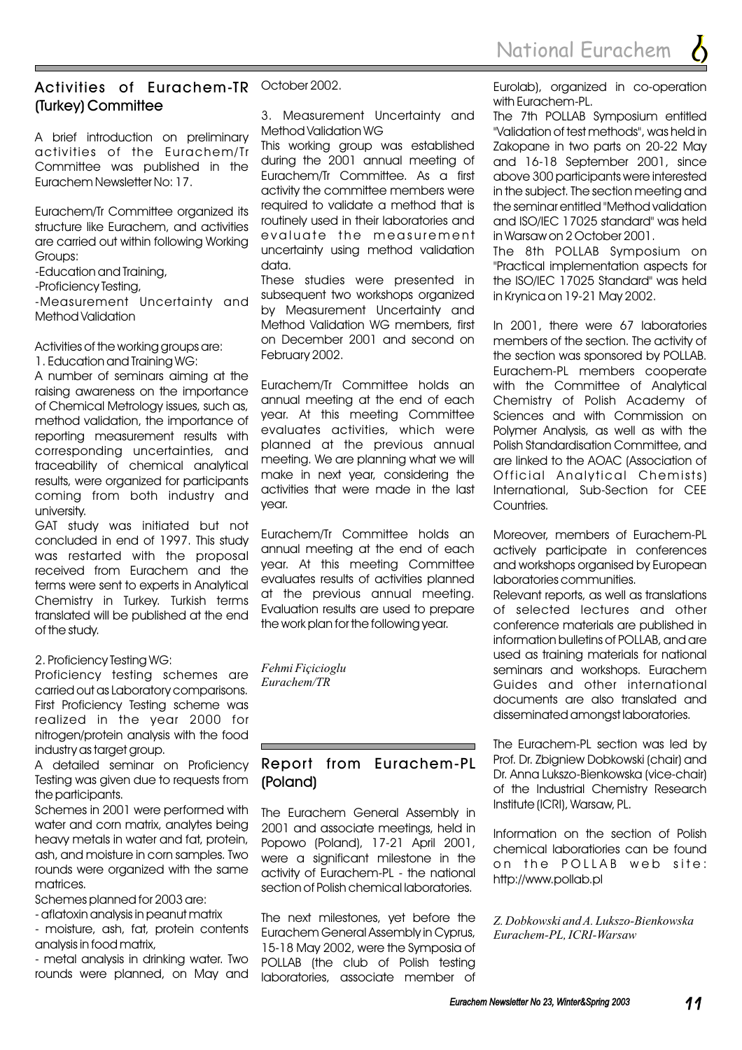## Activities of Eurachem-TR (Turkey) Committee

A brief introduction on preliminary activities of the Eurachem/Tr Committee was published in the Eurachem Newsletter No: 17.

Eurachem/Tr Committee organized its structure like Eurachem, and activities are carried out within following Working Groups:

-Education and Training,

-Proficiency Testing,

-Measurement Uncertainty and Method Validation

Activities of the working groups are:

1. Education and Training WG:

A number of seminars aiming at the raising awareness on the importance of Chemical Metrology issues, such as, method validation, the importance of reporting measurement results with corresponding uncertainties, and traceability of chemical analytical results, were organized for participants coming from both industry and university.

GAT study was initiated but not concluded in end of 1997. This study was restarted with the proposal received from Eurachem and the terms were sent to experts in Analytical Chemistry in Turkey. Turkish terms translated will be published at the end of the study.

2. Proficiency Testing WG:

Proficiency testing schemes are carried out as Laboratory comparisons. First Proficiency Testing scheme was realized in the year 2000 for nitrogen/protein analysis with the food industry as target group.

A detailed seminar on Proficiency Testing was given due to requests from the participants.

Schemes in 2001 were performed with water and corn matrix, analytes being heavy metals in water and fat, protein, ash, and moisture in corn samples. Two rounds were organized with the same matrices.

Schemes planned for 2003 are:

- aflatoxin analysis in peanut matrix

- moisture, ash, fat, protein contents analysis in food matrix,

- metal analysis in drinking water. Two rounds were planned, on May and October 2002.

3. Measurement Uncertainty and Method Validation WG

This working group was established during the 2001 annual meeting of Eurachem/Tr Committee. As a first activity the committee members were required to validate a method that is routinely used in their laboratories and evaluate the measurement uncertainty using method validation data.

These studies were presented in subsequent two workshops organized by Measurement Uncertainty and Method Validation WG members, first on December 2001 and second on February 2002.

Eurachem/Tr Committee holds an annual meeting at the end of each year. At this meeting Committee evaluates activities, which were planned at the previous annual meeting. We are planning what we will make in next year, considering the activities that were made in the last year.

Eurachem/Tr Committee holds an annual meeting at the end of each year. At this meeting Committee evaluates results of activities planned at the previous annual meeting. Evaluation results are used to prepare the work plan for the following year.

*Fehmi Fiçicioglu*
*Eurachem/TR*

## Report from Eurachem-PL (Poland)

The Eurachem General Assembly in 2001 and associate meetings, held in Popowo (Poland), 17-21 April 2001, were a significant milestone in the activity of Eurachem-PL - the national section of Polish chemical laboratories.

The next milestones, yet before the Eurachem General Assembly in Cyprus, 15-18 May 2002, were the Symposia of POLLAB (the club of Polish testing laboratories, associate member of Eurolab), organized in co-operation with Eurachem-PL.

The 7th POLLAB Symposium entitled "Validation of test methods", was held in Zakopane in two parts on 20-22 May and 16-18 September 2001, since above 300 participants were interested in the subject. The section meeting and the seminar entitled "Method validation and ISO/IEC 17025 standard" was held in Warsaw on 2 October 2001.

The 8th POLLAB Symposium on "Practical implementation aspects for the ISO/IEC 17025 Standard" was held in Krynica on 19-21 May 2002.

In 2001, there were 67 laboratories members of the section. The activity of the section was sponsored by POLLAB. Eurachem-PL members cooperate with the Committee of Analytical Chemistry of Polish Academy of Sciences and with Commission on Polymer Analysis, as well as with the Polish Standardisation Committee, and are linked to the AOAC (Association of Official Analytical Chemists) International, Sub-Section for CEE Countries.

Moreover, members of Eurachem-PL actively participate in conferences and workshops organised by European laboratories communities.

Relevant reports, as well as translations of selected lectures and other conference materials are published in information bulletins of POLLAB, and are used as training materials for national seminars and workshops. Eurachem Guides and other international documents are also translated and disseminated amongst laboratories.

The Eurachem-PL section was led by Prof. Dr. Zbigniew Dobkowski (chair) and Dr. Anna Lukszo-Bienkowska (vice-chair) of the Industrial Chemistry Research Institute (ICRI), Warsaw, PL.

Information on the section of Polish chemical laboratories can be found on the POLLAB web site: http://www.pollab.pl

*Z. Dobkowski and A. Lukszo-Bienkowska*
*Eurachem-PL, ICRI-Warsaw*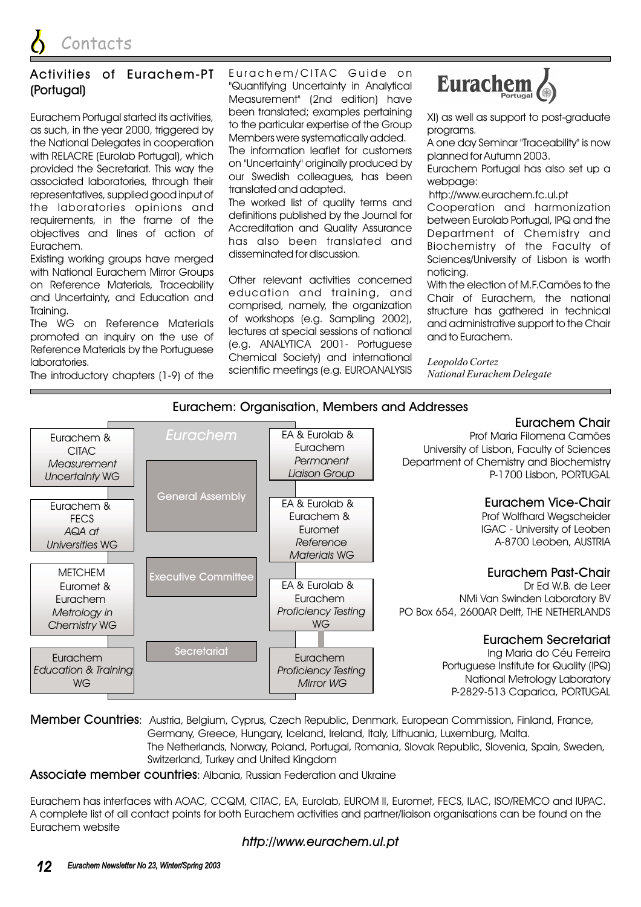# Contacts

## Activities of Eurachem-PT (Portugal)

Eurachem Portugal started its activities, as such, in the year 2000, triggered by the National Delegates in cooperation with RELACRE (Eurolab Portugal), which provided the Secretariat. This way the associated laboratories, through their representatives, supplied good input of the laboratories opinions and requirements, in the frame of the objectives and lines of action of Eurachem.

Existing working groups have merged with National Eurachem Mirror Groups on Reference Materials, Traceability and Uncertainty, and Education and Training.

The WG on Reference Materials promoted an inquiry on the use of Reference Materials by the Portuguese laboratories.

The introductory chapters (1-9) of the Eurachem/CITAC Guide on "Quantifying Uncertainty in Analytical Measurement" (2nd edition) have been translated; examples pertaining to the particular expertise of the Group Members were systematically added.

The information leaflet for customers on "Uncertainty" originally produced by our Swedish colleagues, has been translated and adapted.

The worked list of quality terms and definitions published by the Journal for Accreditation and Quality Assurance has also been translated and disseminated for discussion.

Other relevant activities concerned education and training, and comprised, namely, the organization of workshops (e.g. Sampling 2002), lectures at special sessions of national (e.g. ANALYTICA 2001- Portuguese Chemical Society) and international scientific meetings (e.g. EUROANALYSIS XI) as well as support to post-graduate programs.

A one day Seminar "Traceability" is now planned for Autumn 2003.

Eurachem Portugal has also set up a webpage:

http://www.eurachem.fc.ul.pt

Cooperation and harmonization between Eurolab Portugal, IPQ and the Department of Chemistry and Biochemistry of the Faculty of Sciences/University of Lisbon is worth noticing.

With the election of M.F.Camões to the Chair of Eurachem, the national structure has gathered in technical and administrative support to the Chair and to Eurachem.

*Leopoldo Cortez*
*National Eurachem Delegate*

## Eurachem: Organisation, Members and Addresses

*Eurachem*

- General Assembly
- Executive Committee
- Secretariat

Working groups:

- Eurachem & CITAC *Measurement Uncertainty* WG
- Eurachem & FECS *AQA at Universities* WG
- METCHEM Euromet & Eurachem *Metrology in Chemistry* WG
- Eurachem *Education & Training* WG
- EA & Eurolab & Eurachem *Permanent Liaison Group*
- EA & Eurolab & Eurachem & Euromet *Reference Materials* WG
- EA & Eurolab & Eurachem *Proficiency Testing* WG
- Eurachem *Proficiency Testing Mirror WG*

### Eurachem Chair

Prof Maria Filomena Camões
University of Lisbon, Faculty of Sciences
Department of Chemistry and Biochemistry
P-1700 Lisbon, PORTUGAL

### Eurachem Vice-Chair

Prof Wolfhard Wegscheider
IGAC - University of Leoben
A-8700 Leoben, AUSTRIA

### Eurachem Past-Chair

Dr Ed W.B. de Leer
NMi Van Swinden Laboratory BV
PO Box 654, 2600AR Delft, THE NETHERLANDS

### Eurachem Secretariat

Ing Maria do Céu Ferreira
Portuguese Institute for Quality (IPQ)
National Metrology Laboratory
P-2829-513 Caparica, PORTUGAL

**Member Countries**: Austria, Belgium, Cyprus, Czech Republic, Denmark, European Commission, Finland, France, Germany, Greece, Hungary, Iceland, Ireland, Italy, Lithuania, Luxemburg, Malta. The Netherlands, Norway, Poland, Portugal, Romania, Slovak Republic, Slovenia, Spain, Sweden, Switzerland, Turkey and United Kingdom

**Associate member countries**: Albania, Russian Federation and Ukraine

Eurachem has interfaces with AOAC, CCQM, CITAC, EA, Eurolab, EUROM II, Euromet, FECS, ILAC, ISO/REMCO and IUPAC. A complete list of all contact points for both Eurachem activities and partner/liaison organisations can be found on the Eurachem website

*http://www.eurachem.ul.pt*